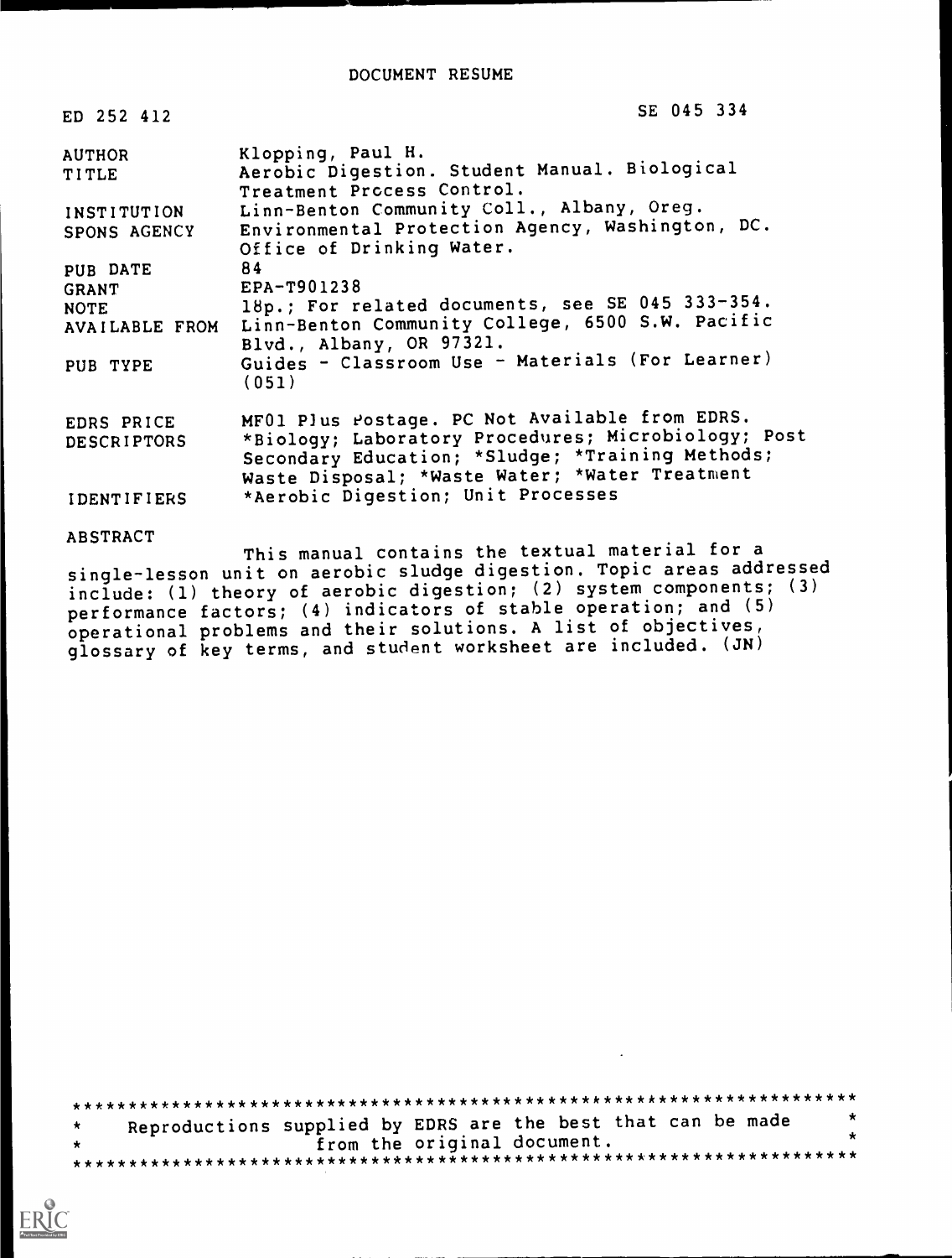# DOCUMENT RESUME

| | |
|---|---|
| ED 252 412 | SE 045 334 |
| AUTHOR | Klopping, Paul H. |
| TITLE | Aerobic Digestion. Student Manual. Biological Treatment Process Control. |
| INSTITUTION | Linn-Benton Community Coll., Albany, Oreg. |
| SPONS AGENCY | Environmental Protection Agency, Washington, DC. Office of Drinking Water. |
| PUB DATE | 84 |
| GRANT | EPA-T901238 |
| NOTE | 18p.; For related documents, see SE 045 333-354. |
| AVAILABLE FROM | Linn-Benton Community College, 6500 S.W. Pacific Blvd., Albany, OR 97321. |
| PUB TYPE | Guides - Classroom Use - Materials (For Learner) (051) |
| EDRS PRICE | MF01 Plus Postage. PC Not Available from EDRS. |
| DESCRIPTORS | *Biology; Laboratory Procedures; Microbiology; Post Secondary Education; *Sludge; *Training Methods; Waste Disposal; *Waste Water; *Water Treatment |
| IDENTIFIERS | *Aerobic Digestion; Unit Processes |

ABSTRACT

This manual contains the textual material for a single-lesson unit on aerobic sludge digestion. Topic areas addressed include: (1) theory of aerobic digestion; (2) system components; (3) performance factors; (4) indicators of stable operation; and (5) operational problems and their solutions. A list of objectives, glossary of key terms, and student worksheet are included. (JN)

***********************************************************************
* Reproductions supplied by EDRS are the best that can be made *
* from the original document. *
***********************************************************************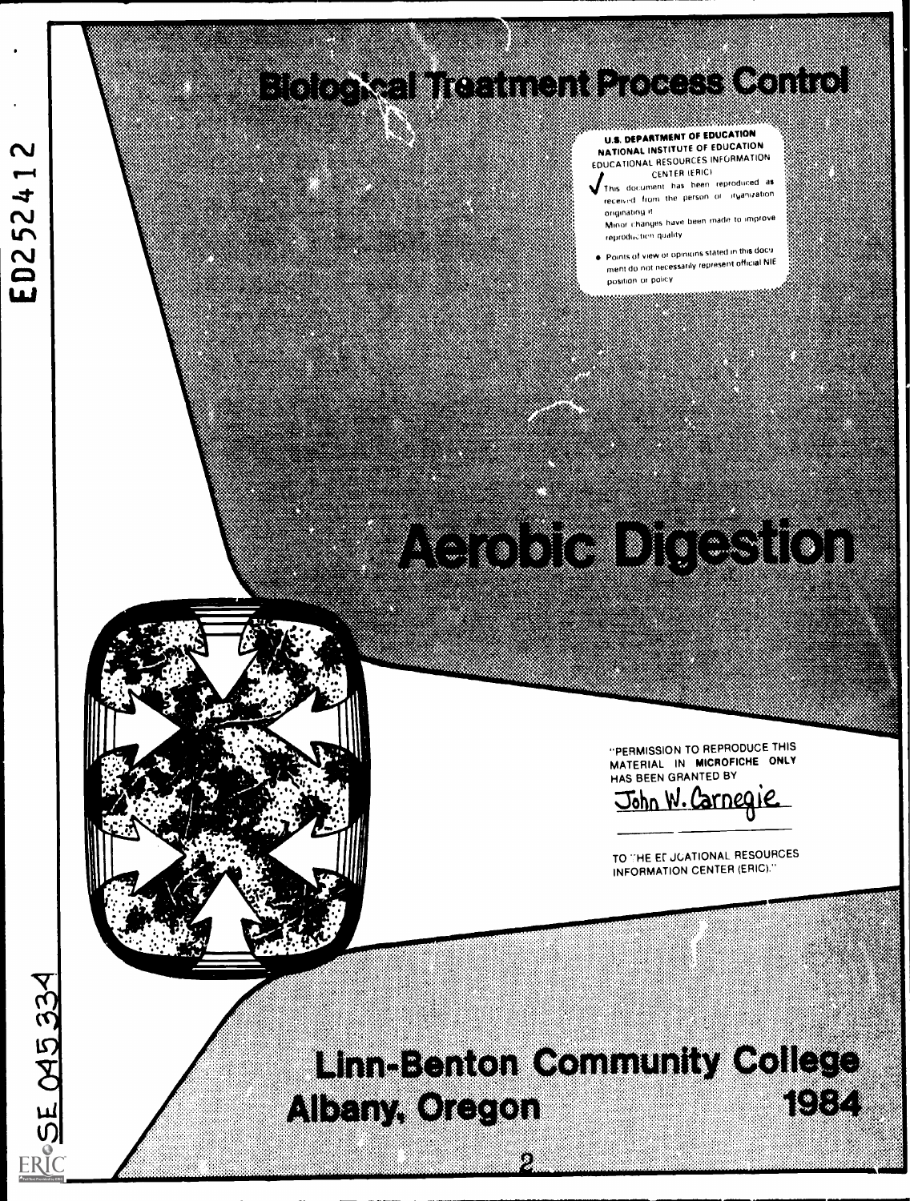# Biological Treatment Process Control

U.S. DEPARTMENT OF EDUCATION
NATIONAL INSTITUTE OF EDUCATION
EDUCATIONAL RESOURCES INFORMATION CENTER (ERIC)

This document has been reproduced as received from the person or organization originating it.
Minor changes have been made to improve reproduction quality.

- Points of view or opinions stated in this document do not necessarily represent official NIE position or policy.

# Aerobic Digestion

"PERMISSION TO REPRODUCE THIS MATERIAL IN MICROFICHE ONLY HAS BEEN GRANTED BY
John W. Carnegie
TO THE EDUCATIONAL RESOURCES INFORMATION CENTER (ERIC)."

ED252412

SE 045 334

## Linn-Benton Community College
## Albany, Oregon 1984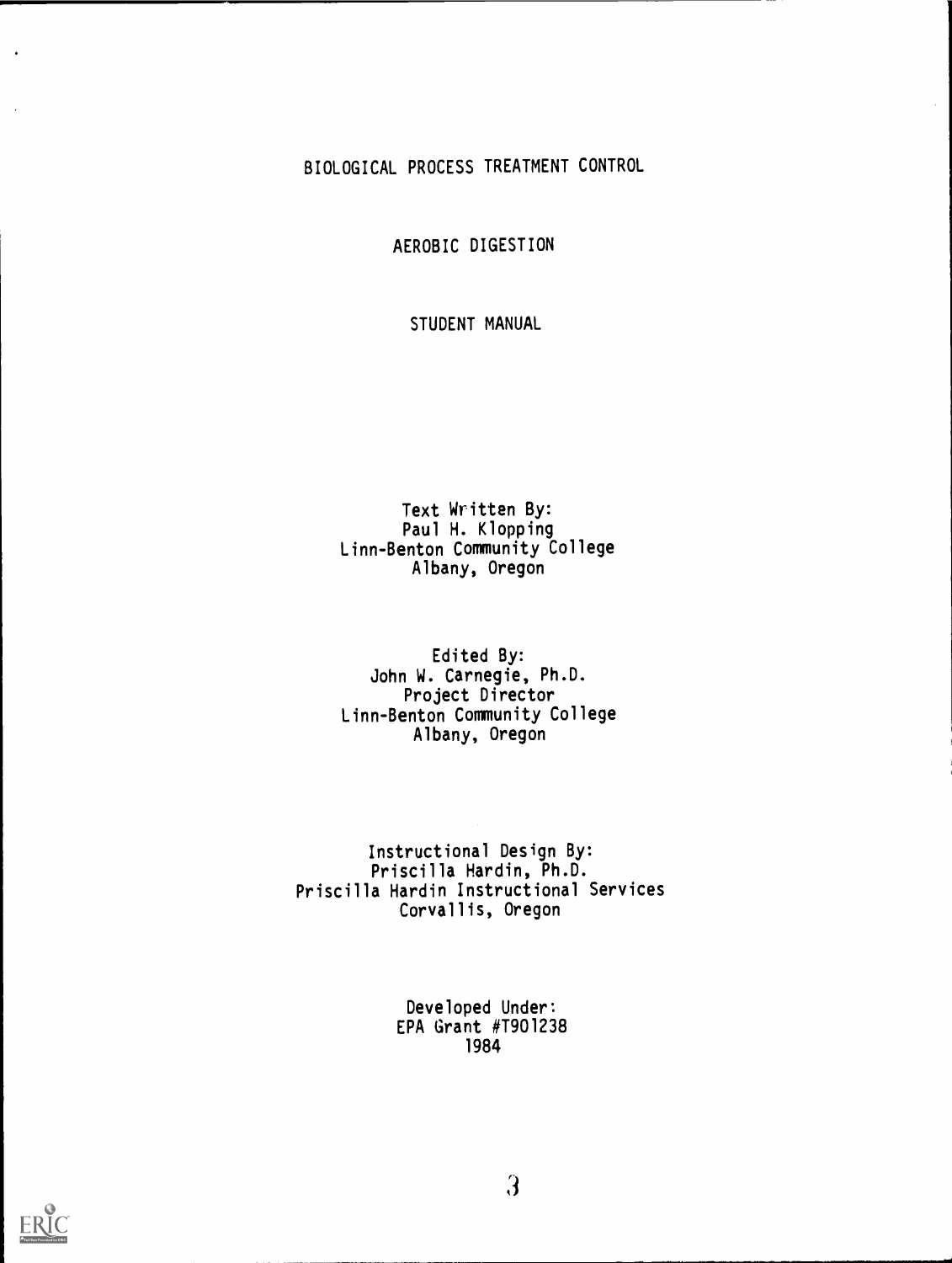# BIOLOGICAL PROCESS TREATMENT CONTROL

## AEROBIC DIGESTION

## STUDENT MANUAL

Text Written By:
Paul H. Klopping
Linn-Benton Community College
Albany, Oregon

Edited By:
John W. Carnegie, Ph.D.
Project Director
Linn-Benton Community College
Albany, Oregon

Instructional Design By:
Priscilla Hardin, Ph.D.
Priscilla Hardin Instructional Services
Corvallis, Oregon

Developed Under:
EPA Grant #T901238
1984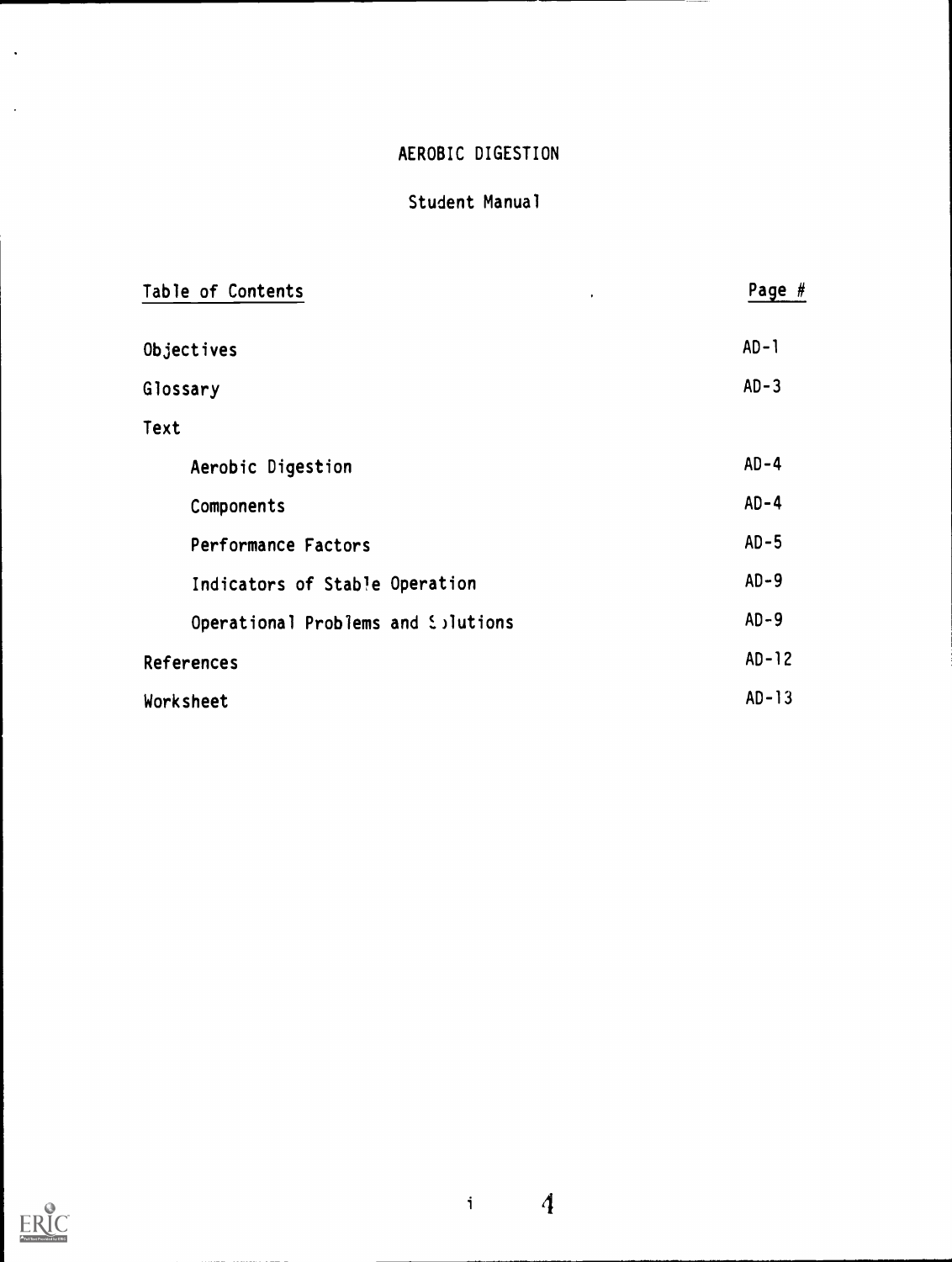# AEROBIC DIGESTION

## Student Manual

| Table of Contents | Page # |
|---|---|
| Objectives | AD-1 |
| Glossary | AD-3 |
| Text | |
| Aerobic Digestion | AD-4 |
| Components | AD-4 |
| Performance Factors | AD-5 |
| Indicators of Stable Operation | AD-9 |
| Operational Problems and Solutions | AD-9 |
| References | AD-12 |
| Worksheet | AD-13 |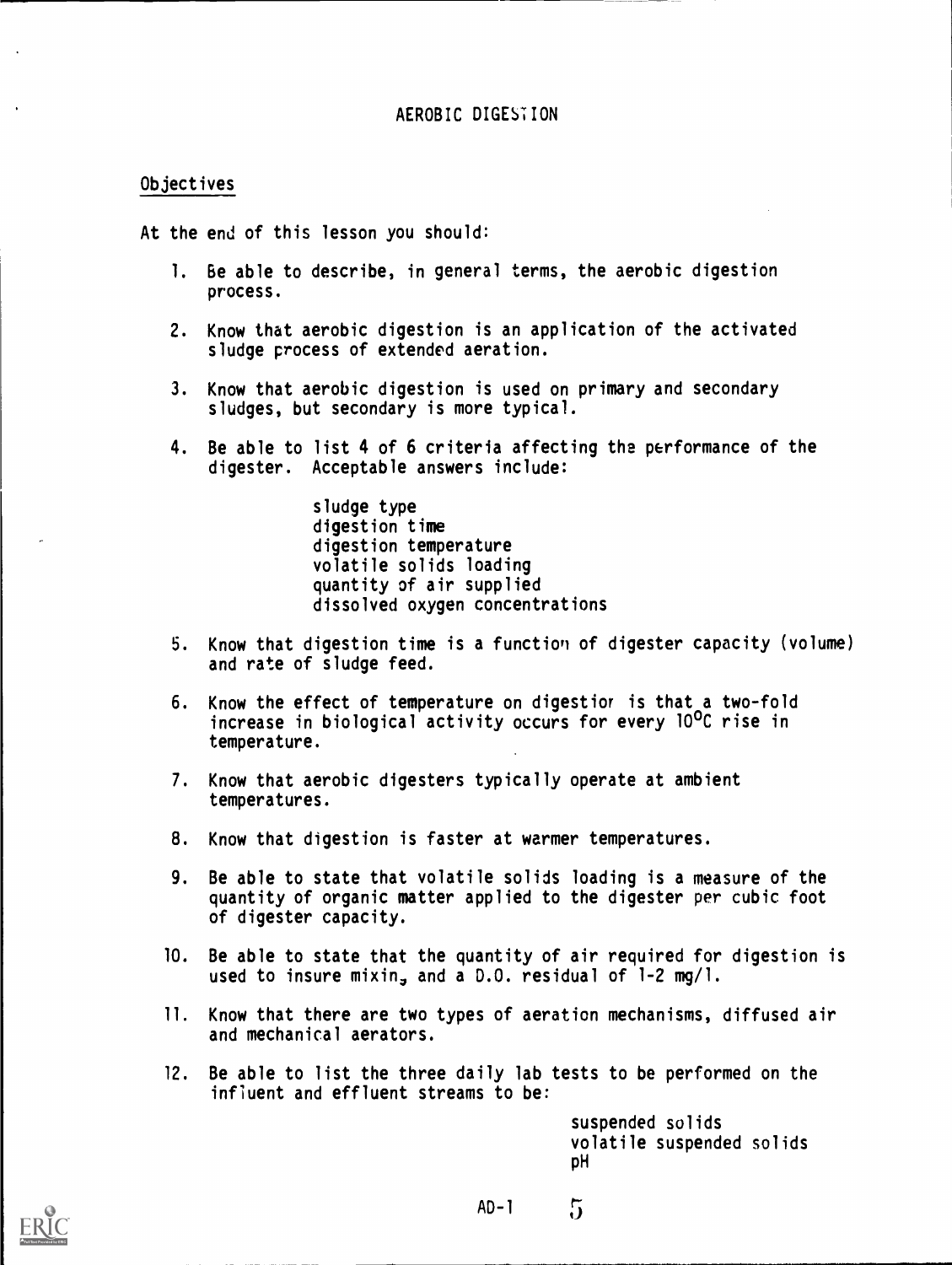# AEROBIC DIGESTION

## Objectives

At the end of this lesson you should:

1. Be able to describe, in general terms, the aerobic digestion process.

2. Know that aerobic digestion is an application of the activated sludge process of extended aeration.

3. Know that aerobic digestion is used on primary and secondary sludges, but secondary is more typical.

4. Be able to list 4 of 6 criteria affecting the performance of the digester. Acceptable answers include:

   sludge type
   digestion time
   digestion temperature
   volatile solids loading
   quantity of air supplied
   dissolved oxygen concentrations

5. Know that digestion time is a function of digester capacity (volume) and rate of sludge feed.

6. Know the effect of temperature on digestion is that a two-fold increase in biological activity occurs for every 10°C rise in temperature.

7. Know that aerobic digesters typically operate at ambient temperatures.

8. Know that digestion is faster at warmer temperatures.

9. Be able to state that volatile solids loading is a measure of the quantity of organic matter applied to the digester per cubic foot of digester capacity.

10. Be able to state that the quantity of air required for digestion is used to insure mixing and a D.O. residual of 1-2 mg/l.

11. Know that there are two types of aeration mechanisms, diffused air and mechanical aerators.

12. Be able to list the three daily lab tests to be performed on the influent and effluent streams to be:

    suspended solids
    volatile suspended solids
    pH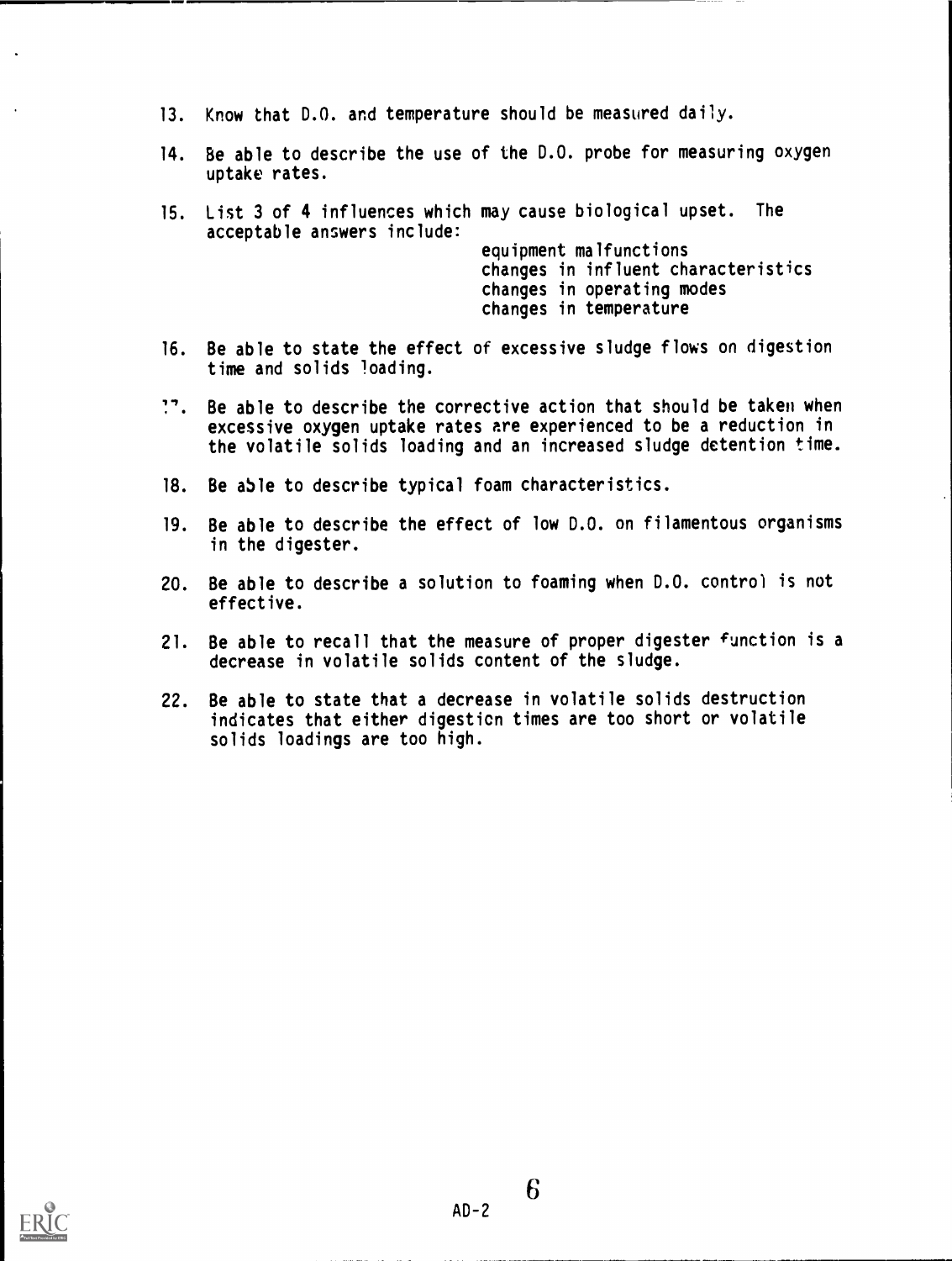13. Know that D.O. and temperature should be measured daily.

14. Be able to describe the use of the D.O. probe for measuring oxygen uptake rates.

15. List 3 of 4 influences which may cause biological upset. The acceptable answers include:

    equipment malfunctions
    changes in influent characteristics
    changes in operating modes
    changes in temperature

16. Be able to state the effect of excessive sludge flows on digestion time and solids loading.

17. Be able to describe the corrective action that should be taken when excessive oxygen uptake rates are experienced to be a reduction in the volatile solids loading and an increased sludge detention time.

18. Be able to describe typical foam characteristics.

19. Be able to describe the effect of low D.O. on filamentous organisms in the digester.

20. Be able to describe a solution to foaming when D.O. control is not effective.

21. Be able to recall that the measure of proper digester function is a decrease in volatile solids content of the sludge.

22. Be able to state that a decrease in volatile solids destruction indicates that either digestion times are too short or volatile solids loadings are too high.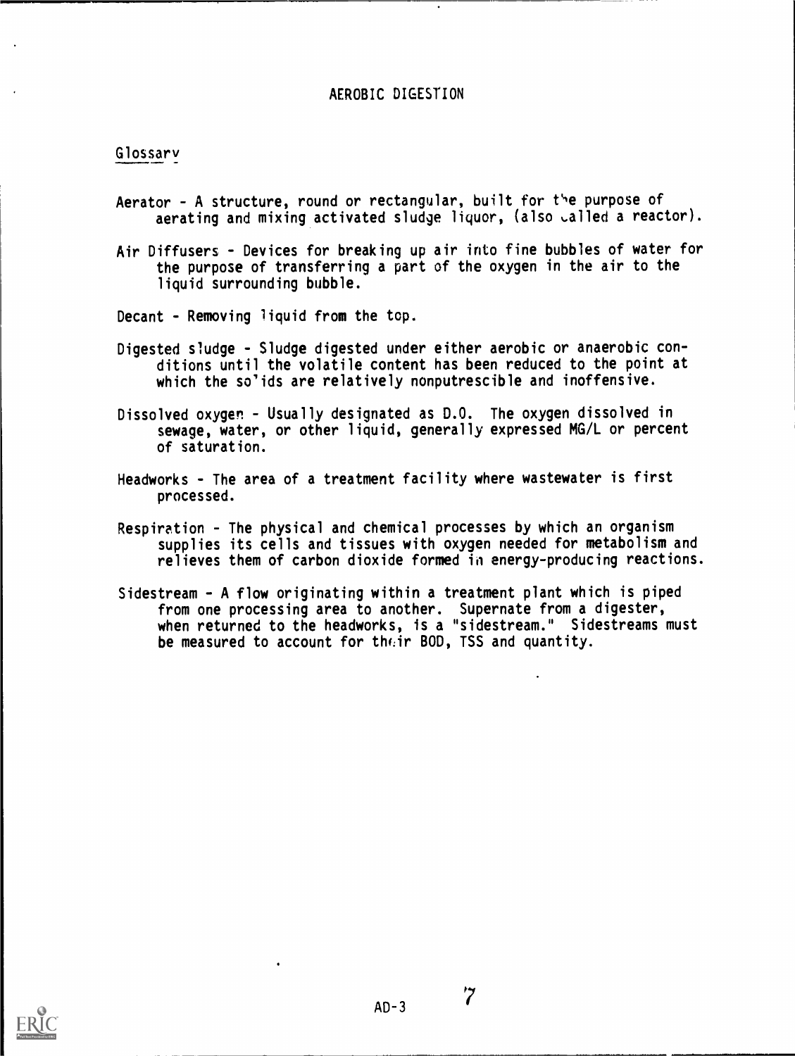# AEROBIC DIGESTION

## Glossary

Aerator - A structure, round or rectangular, built for the purpose of aerating and mixing activated sludge liquor, (also called a reactor).

Air Diffusers - Devices for breaking up air into fine bubbles of water for the purpose of transferring a part of the oxygen in the air to the liquid surrounding bubble.

Decant - Removing liquid from the top.

Digested sludge - Sludge digested under either aerobic or anaerobic conditions until the volatile content has been reduced to the point at which the solids are relatively nonputrescible and inoffensive.

Dissolved oxygen - Usually designated as D.O. The oxygen dissolved in sewage, water, or other liquid, generally expressed MG/L or percent of saturation.

Headworks - The area of a treatment facility where wastewater is first processed.

Respiration - The physical and chemical processes by which an organism supplies its cells and tissues with oxygen needed for metabolism and relieves them of carbon dioxide formed in energy-producing reactions.

Sidestream - A flow originating within a treatment plant which is piped from one processing area to another. Supernate from a digester, when returned to the headworks, is a "sidestream." Sidestreams must be measured to account for their BOD, TSS and quantity.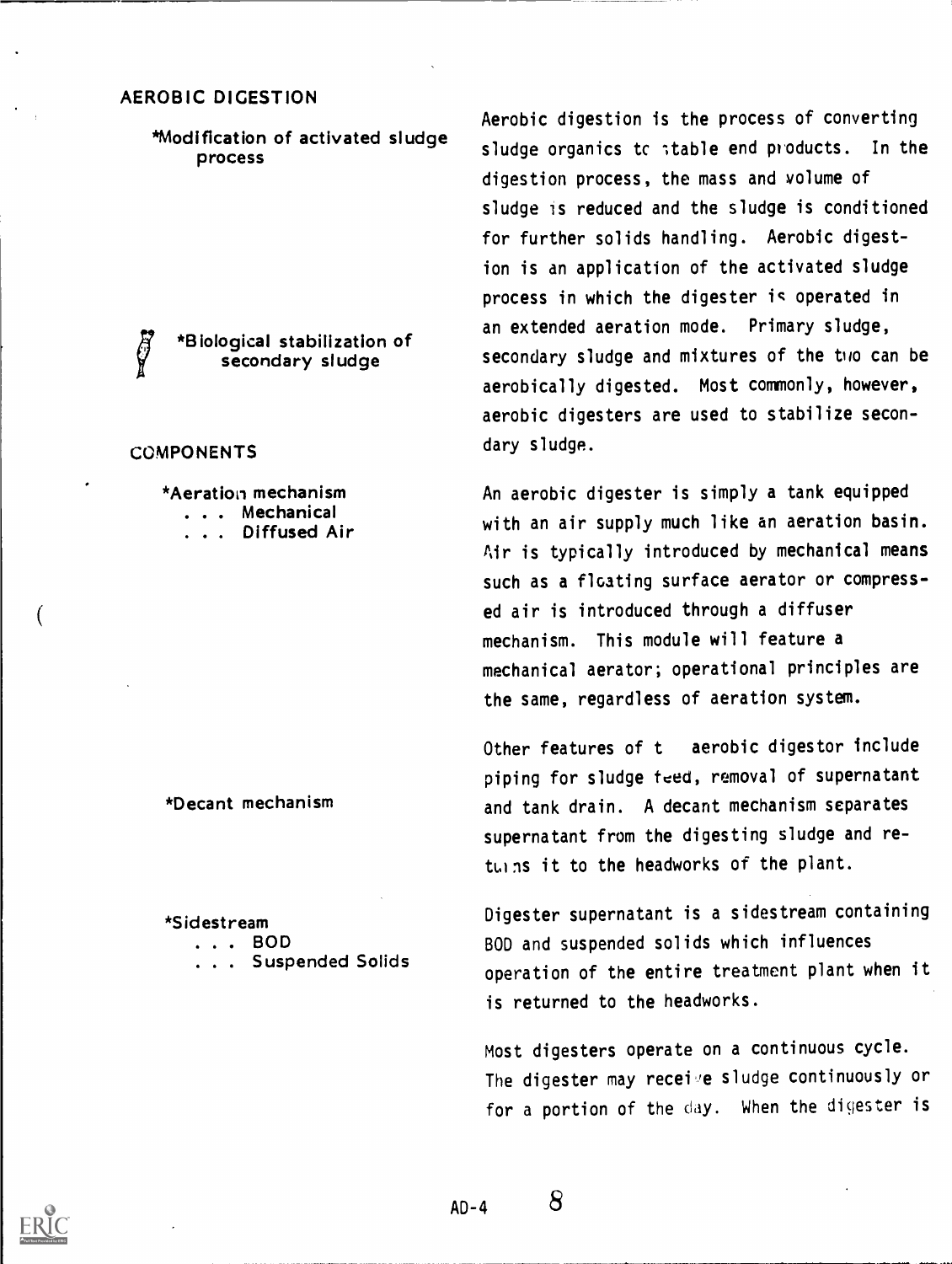## AEROBIC DIGESTION

*Modification of activated sludge process

Aerobic digestion is the process of converting sludge organics to stable end products. In the digestion process, the mass and volume of sludge is reduced and the sludge is conditioned for further solids handling. Aerobic digestion is an application of the activated sludge process in which the digester is operated in an extended aeration mode. Primary sludge, secondary sludge and mixtures of the two can be aerobically digested. Most commonly, however, aerobic digesters are used to stabilize secondary sludge.

*Biological stabilization of secondary sludge

## COMPONENTS

*Aeration mechanism
. . . Mechanical
. . . Diffused Air

An aerobic digester is simply a tank equipped with an air supply much like an aeration basin. Air is typically introduced by mechanical means such as a floating surface aerator or compressed air is introduced through a diffuser mechanism. This module will feature a mechanical aerator; operational principles are the same, regardless of aeration system.

*Decant mechanism

Other features of t aerobic digestor include piping for sludge feed, removal of supernatant and tank drain. A decant mechanism separates supernatant from the digesting sludge and returns it to the headworks of the plant.

*Sidestream
. . . BOD
. . . Suspended Solids

Digester supernatant is a sidestream containing BOD and suspended solids which influences operation of the entire treatment plant when it is returned to the headworks.

Most digesters operate on a continuous cycle. The digester may receive sludge continuously or for a portion of the day. When the digester is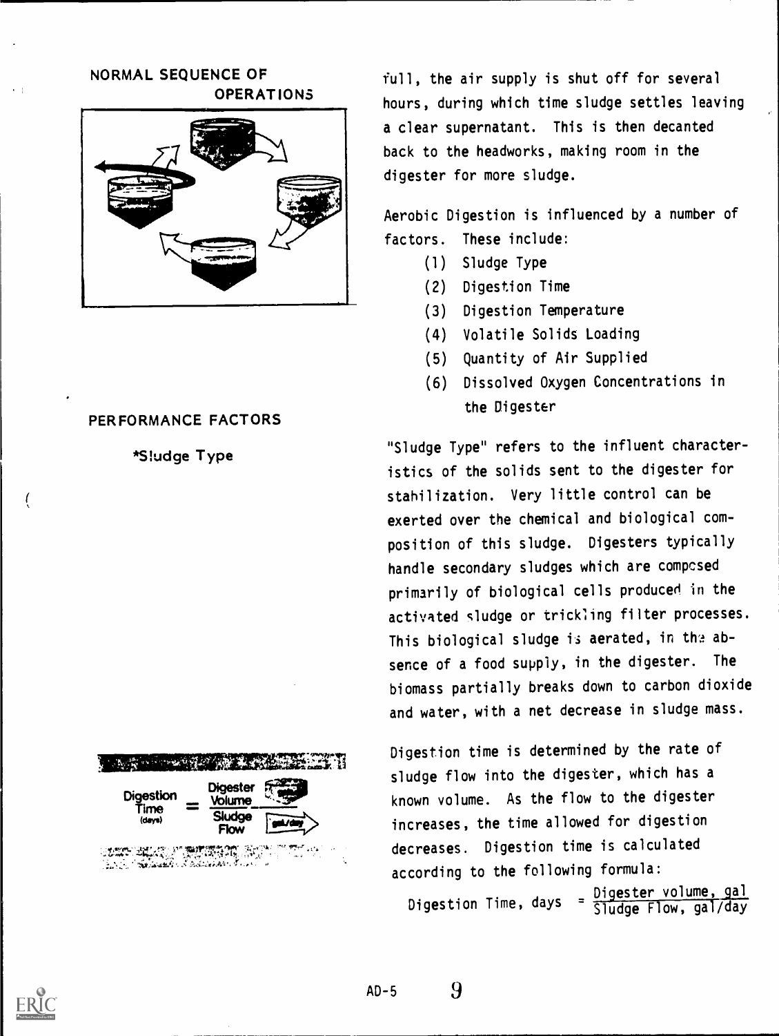NORMAL SEQUENCE OF OPERATIONS

full, the air supply is shut off for several hours, during which time sludge settles leaving a clear supernatant. This is then decanted back to the headworks, making room in the digester for more sludge.

Aerobic Digestion is influenced by a number of factors. These include:

(1) Sludge Type
(2) Digestion Time
(3) Digestion Temperature
(4) Volatile Solids Loading
(5) Quantity of Air Supplied
(6) Dissolved Oxygen Concentrations in the Digester

## PERFORMANCE FACTORS

*Sludge Type

"Sludge Type" refers to the influent characteristics of the solids sent to the digester for stabilization. Very little control can be exerted over the chemical and biological composition of this sludge. Digesters typically handle secondary sludges which are composed primarily of biological cells produced in the activated sludge or trickling filter processes. This biological sludge is aerated, in the absence of a food supply, in the digester. The biomass partially breaks down to carbon dioxide and water, with a net decrease in sludge mass.

$$\text{Digestion Time (days)} = \frac{\text{Digester Volume}}{\text{Sludge Flow}}$$

Digestion time is determined by the rate of sludge flow into the digester, which has a known volume. As the flow to the digester increases, the time allowed for digestion decreases. Digestion time is calculated according to the following formula:

$$\text{Digestion Time, days} = \frac{\text{Digester volume, gal}}{\text{Sludge Flow, gal/day}}$$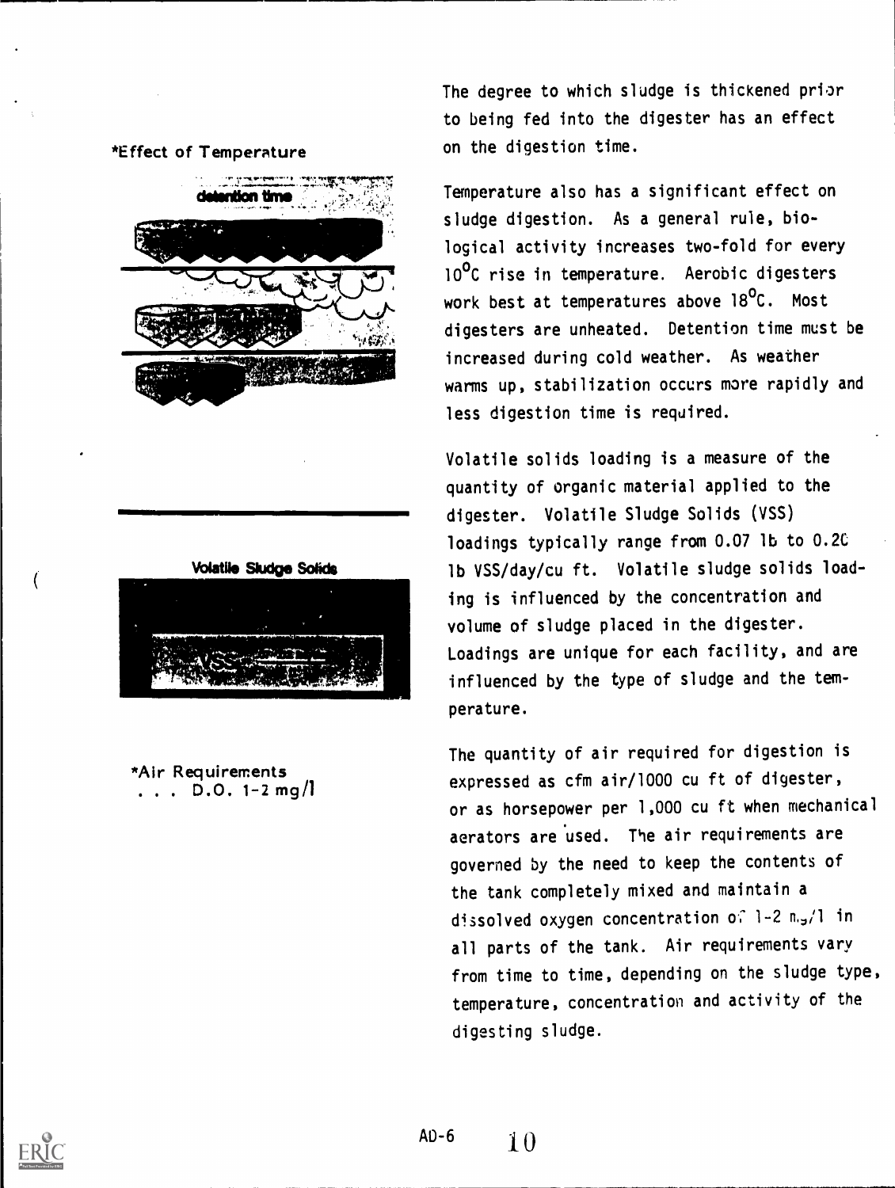*Effect of Temperature

detention time

The degree to which sludge is thickened prior to being fed into the digester has an effect on the digestion time.

Temperature also has a significant effect on sludge digestion. As a general rule, biological activity increases two-fold for every 10°C rise in temperature. Aerobic digesters work best at temperatures above 18°C. Most digesters are unheated. Detention time must be increased during cold weather. As weather warms up, stabilization occurs more rapidly and less digestion time is required.

Volatile Sludge Solids

VSS

Volatile solids loading is a measure of the quantity of organic material applied to the digester. Volatile Sludge Solids (VSS) loadings typically range from 0.07 lb to 0.20 lb VSS/day/cu ft. Volatile sludge solids loading is influenced by the concentration and volume of sludge placed in the digester. Loadings are unique for each facility, and are influenced by the type of sludge and the temperature.

*Air Requirements
. . . D.O. 1-2 mg/l

The quantity of air required for digestion is expressed as cfm air/1000 cu ft of digester, or as horsepower per 1,000 cu ft when mechanical aerators are used. The air requirements are governed by the need to keep the contents of the tank completely mixed and maintain a dissolved oxygen concentration of 1-2 mg/l in all parts of the tank. Air requirements vary from time to time, depending on the sludge type, temperature, concentration and activity of the digesting sludge.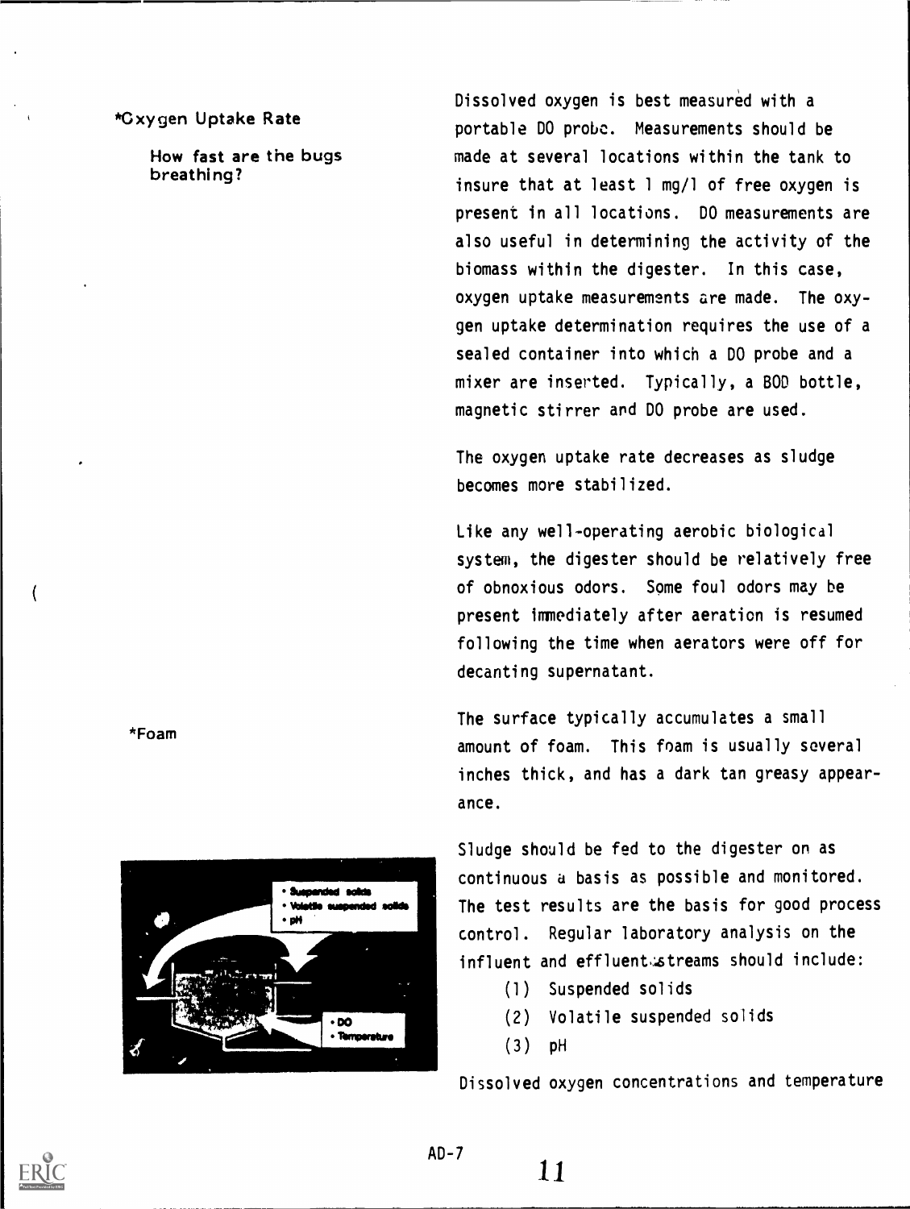*Oxygen Uptake Rate

How fast are the bugs breathing?

Dissolved oxygen is best measured with a portable DO probe. Measurements should be made at several locations within the tank to insure that at least 1 mg/l of free oxygen is present in all locations. DO measurements are also useful in determining the activity of the biomass within the digester. In this case, oxygen uptake measurements are made. The oxygen uptake determination requires the use of a sealed container into which a DO probe and a mixer are inserted. Typically, a BOD bottle, magnetic stirrer and DO probe are used.

The oxygen uptake rate decreases as sludge becomes more stabilized.

Like any well-operating aerobic biological system, the digester should be relatively free of obnoxious odors. Some foul odors may be present immediately after aeration is resumed following the time when aerators were off for decanting supernatant.

*Foam

The surface typically accumulates a small amount of foam. This foam is usually several inches thick, and has a dark tan greasy appearance.

Sludge should be fed to the digester on as continuous a basis as possible and monitored. The test results are the basis for good process control. Regular laboratory analysis on the influent and effluent streams should include:

(1) Suspended solids
(2) Volatile suspended solids
(3) pH

Dissolved oxygen concentrations and temperature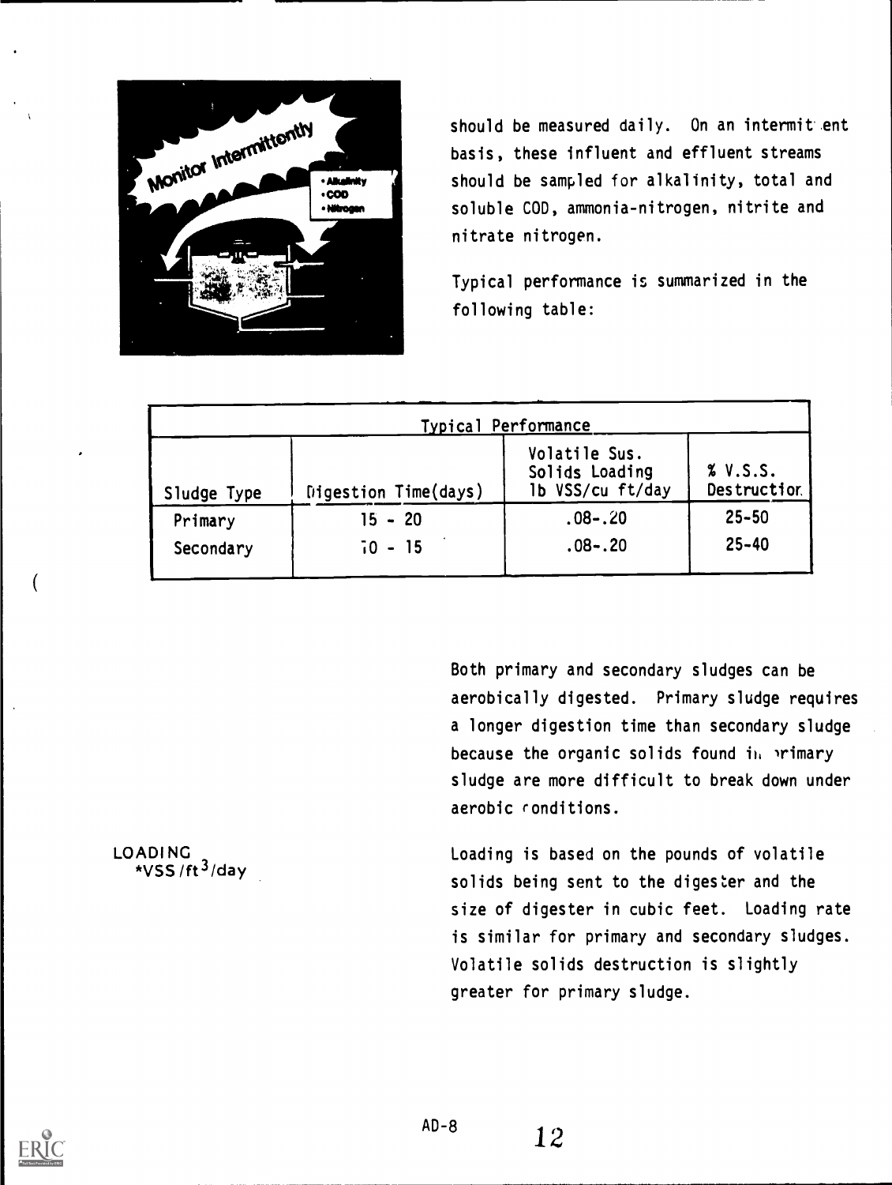should be measured daily. On an intermittent basis, these influent and effluent streams should be sampled for alkalinity, total and soluble COD, ammonia-nitrogen, nitrite and nitrate nitrogen.

Typical performance is summarized in the following table:

| Typical Performance | | | |
|---|---|---|---|
| Sludge Type | Digestion Time(days) | Volatile Sus. Solids Loading lb VSS/cu ft/day | % V.S.S. Destruction |
| Primary | 15 - 20 | .08-.20 | 25-50 |
| Secondary | 10 - 15 | .08-.20 | 25-40 |

Both primary and secondary sludges can be aerobically digested. Primary sludge requires a longer digestion time than secondary sludge because the organic solids found in primary sludge are more difficult to break down under aerobic conditions.

LOADING
*VSS/$ft^3$/day

Loading is based on the pounds of volatile solids being sent to the digester and the size of digester in cubic feet. Loading rate is similar for primary and secondary sludges. Volatile solids destruction is slightly greater for primary sludge.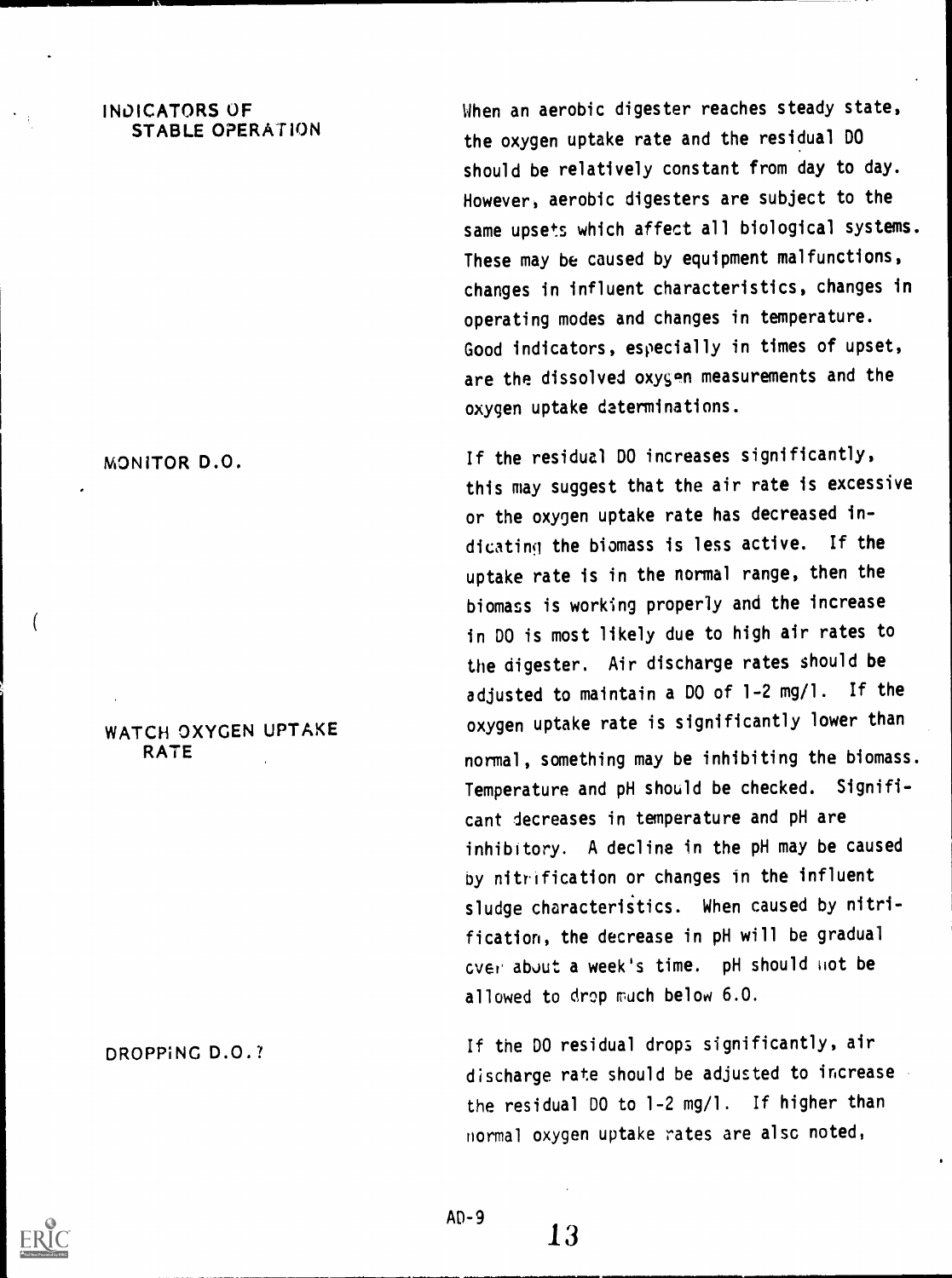**INDICATORS OF STABLE OPERATION**

When an aerobic digester reaches steady state, the oxygen uptake rate and the residual DO should be relatively constant from day to day. However, aerobic digesters are subject to the same upsets which affect all biological systems. These may be caused by equipment malfunctions, changes in influent characteristics, changes in operating modes and changes in temperature. Good indicators, especially in times of upset, are the dissolved oxygen measurements and the oxygen uptake determinations.

**MONITOR D.O.**

If the residual DO increases significantly, this may suggest that the air rate is excessive or the oxygen uptake rate has decreased indicating the biomass is less active. If the uptake rate is in the normal range, then the biomass is working properly and the increase in DO is most likely due to high air rates to the digester. Air discharge rates should be adjusted to maintain a DO of 1-2 mg/l. If the oxygen uptake rate is significantly lower than normal, something may be inhibiting the biomass.

**WATCH OXYGEN UPTAKE RATE**

Temperature and pH should be checked. Significant decreases in temperature and pH are inhibitory. A decline in the pH may be caused by nitrification or changes in the influent sludge characteristics. When caused by nitrification, the decrease in pH will be gradual over about a week's time. pH should not be allowed to drop much below 6.0.

**DROPPING D.O.?**

If the DO residual drops significantly, air discharge rate should be adjusted to increase the residual DO to 1-2 mg/l. If higher than normal oxygen uptake rates are also noted,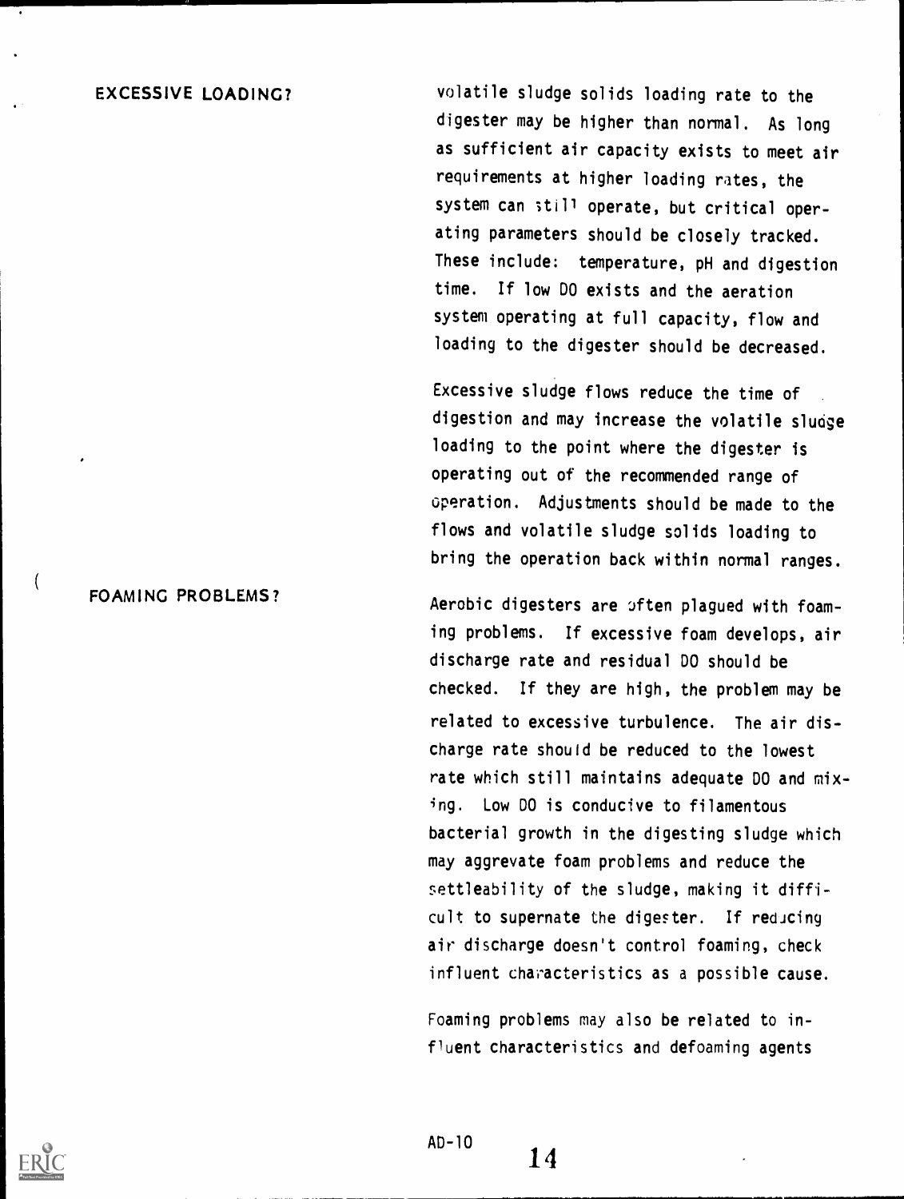**EXCESSIVE LOADING?**

volatile sludge solids loading rate to the digester may be higher than normal. As long as sufficient air capacity exists to meet air requirements at higher loading rates, the system can still operate, but critical operating parameters should be closely tracked. These include: temperature, pH and digestion time. If low DO exists and the aeration system operating at full capacity, flow and loading to the digester should be decreased.

Excessive sludge flows reduce the time of digestion and may increase the volatile sludge loading to the point where the digester is operating out of the recommended range of operation. Adjustments should be made to the flows and volatile sludge solids loading to bring the operation back within normal ranges.

**FOAMING PROBLEMS?**

Aerobic digesters are often plagued with foaming problems. If excessive foam develops, air discharge rate and residual DO should be checked. If they are high, the problem may be related to excessive turbulence. The air discharge rate should be reduced to the lowest rate which still maintains adequate DO and mixing. Low DO is conducive to filamentous bacterial growth in the digesting sludge which may aggrevate foam problems and reduce the settleability of the sludge, making it difficult to supernate the digester. If reducing air discharge doesn't control foaming, check influent characteristics as a possible cause.

Foaming problems may also be related to influent characteristics and defoaming agents

AD-10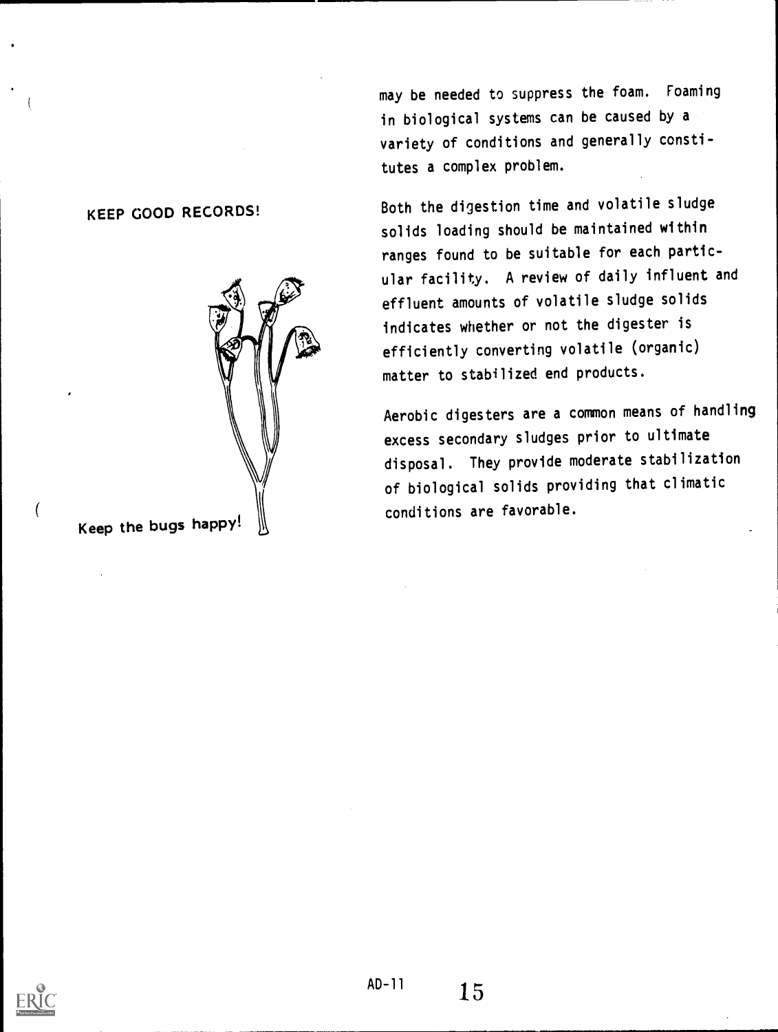may be needed to suppress the foam. Foaming in biological systems can be caused by a variety of conditions and generally constitutes a complex problem.

KEEP GOOD RECORDS!

Both the digestion time and volatile sludge solids loading should be maintained within ranges found to be suitable for each particular facility. A review of daily influent and effluent amounts of volatile sludge solids indicates whether or not the digester is efficiently converting volatile (organic) matter to stabilized end products.

Aerobic digesters are a common means of handling excess secondary sludges prior to ultimate disposal. They provide moderate stabilization of biological solids providing that climatic conditions are favorable.

Keep the bugs happy!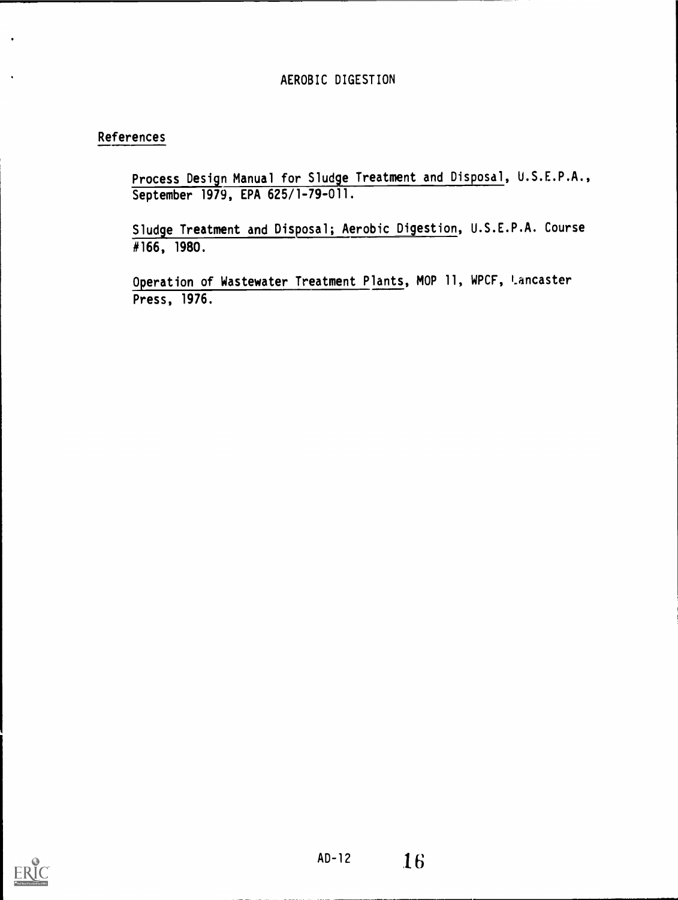# AEROBIC DIGESTION

## References

Process Design Manual for Sludge Treatment and Disposal, U.S.E.P.A., September 1979, EPA 625/1-79-011.

Sludge Treatment and Disposal; Aerobic Digestion, U.S.E.P.A. Course #166, 1980.

Operation of Wastewater Treatment Plants, MOP 11, WPCF, Lancaster Press, 1976.

AD-12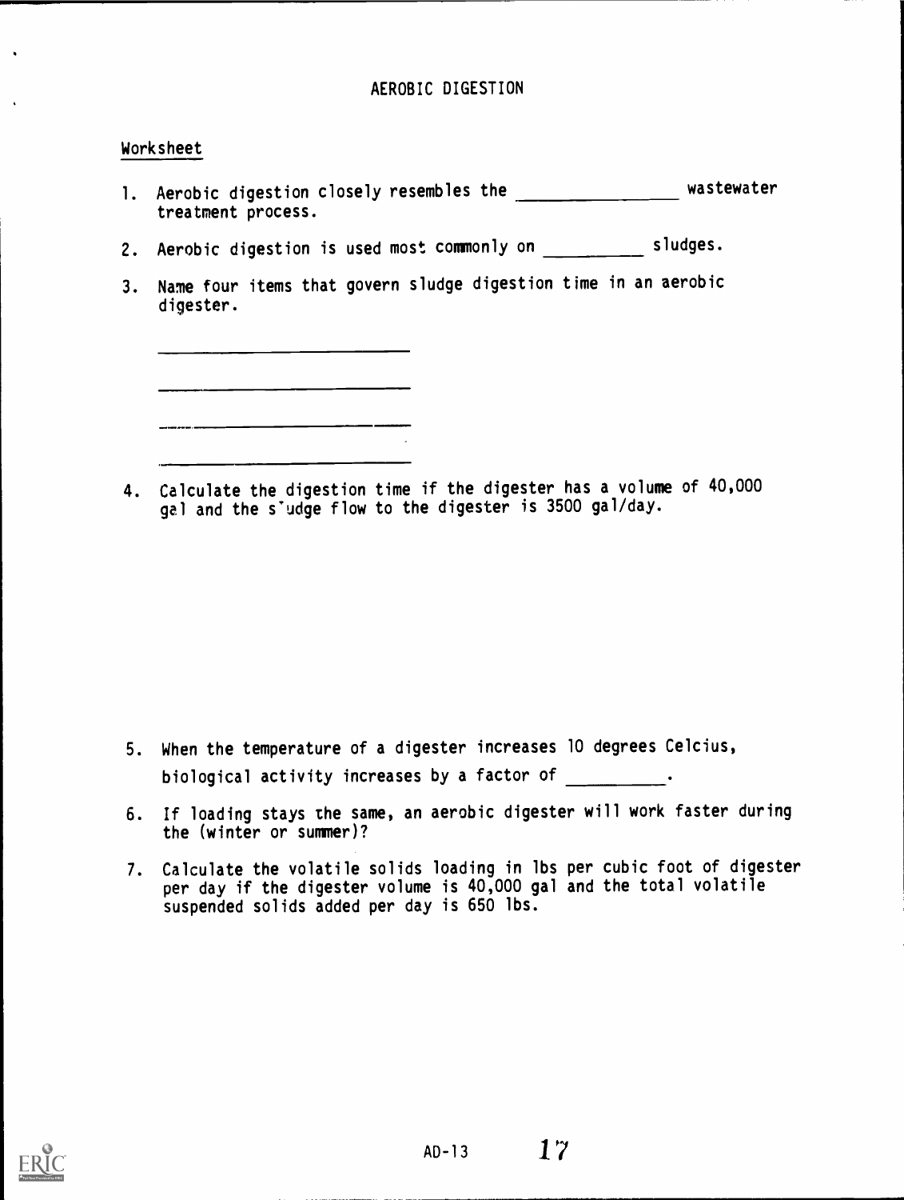# AEROBIC DIGESTION

## Worksheet

1. Aerobic digestion closely resembles the _______________ wastewater treatment process.

2. Aerobic digestion is used most commonly on _________ sludges.

3. Name four items that govern sludge digestion time in an aerobic digester.

   _________________________

   _________________________

   _________________________

   _________________________

4. Calculate the digestion time if the digester has a volume of 40,000 gal and the sludge flow to the digester is 3500 gal/day.

5. When the temperature of a digester increases 10 degrees Celcius, biological activity increases by a factor of _________.

6. If loading stays the same, an aerobic digester will work faster during the (winter or summer)?

7. Calculate the volatile solids loading in lbs per cubic foot of digester per day if the digester volume is 40,000 gal and the total volatile suspended solids added per day is 650 lbs.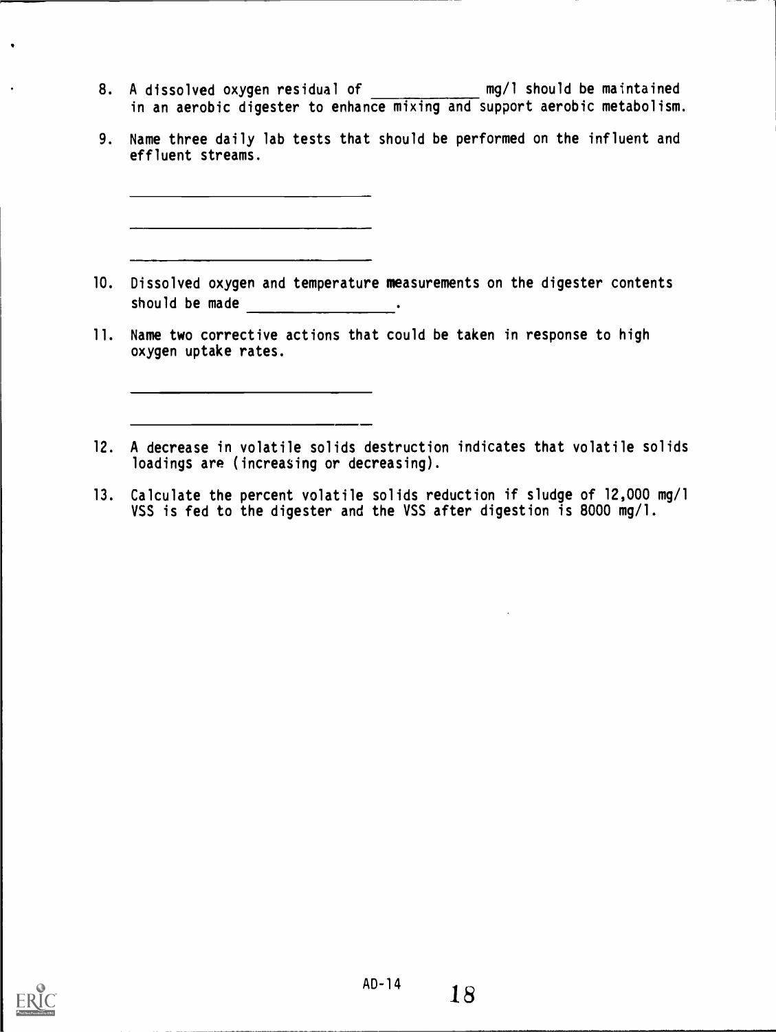8. A dissolved oxygen residual of ____________ mg/l should be maintained in an aerobic digester to enhance mixing and support aerobic metabolism.

9. Name three daily lab tests that should be performed on the influent and effluent streams.

   ______________________________

   ______________________________

   ______________________________

10. Dissolved oxygen and temperature measurements on the digester contents should be made ________________.

11. Name two corrective actions that could be taken in response to high oxygen uptake rates.

    ______________________________

    ______________________________

12. A decrease in volatile solids destruction indicates that volatile solids loadings are (increasing or decreasing).

13. Calculate the percent volatile solids reduction if sludge of 12,000 mg/l VSS is fed to the digester and the VSS after digestion is 8000 mg/l.